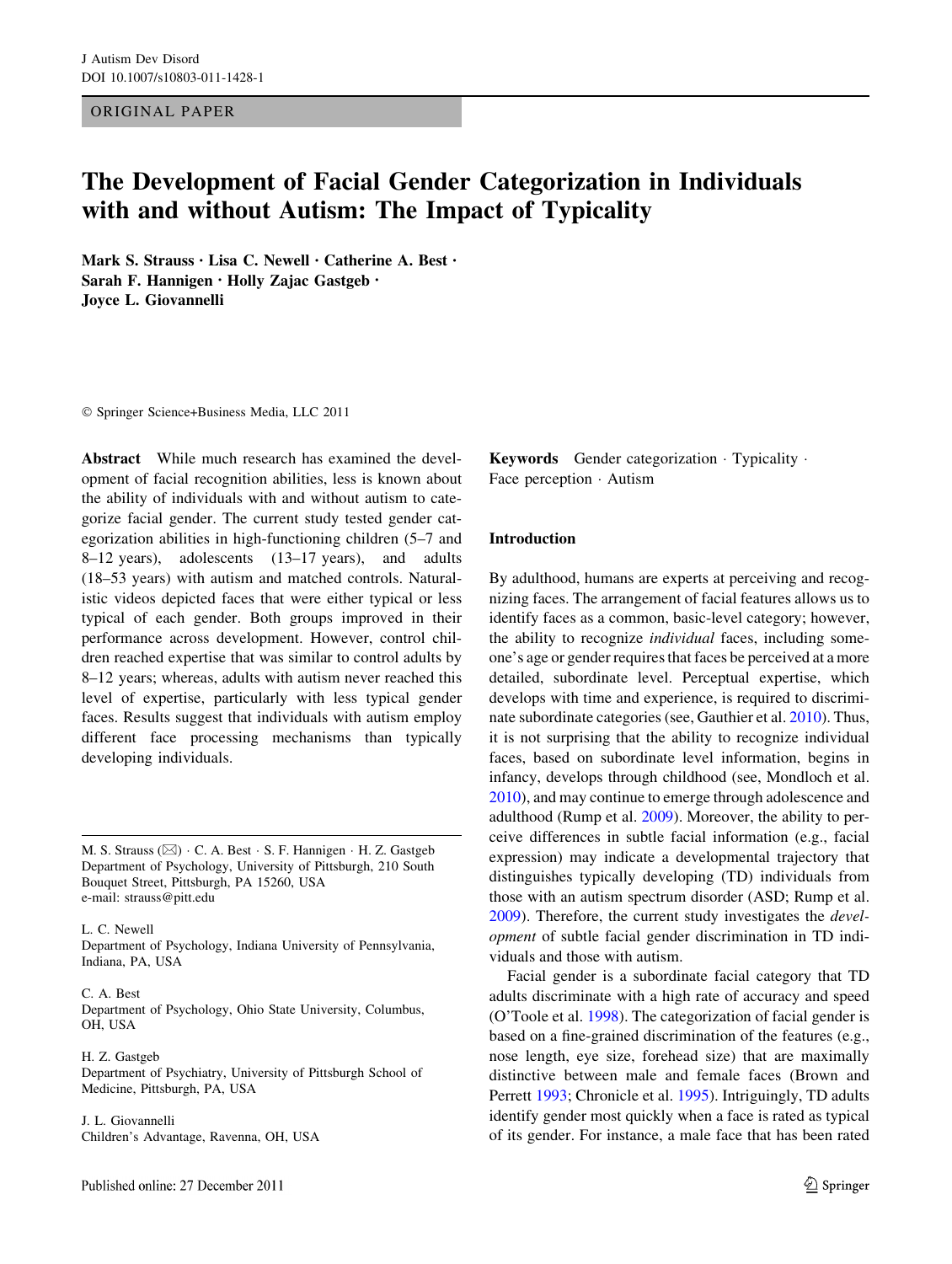ORIGINAL PAPER

# The Development of Facial Gender Categorization in Individuals with and without Autism: The Impact of Typicality

**Mark S. Strauss · Lisa C. Newell · Catherine A. Best · Sarah F. Hannigen · Holly Zajac Gastgeb · Joyce L. Giovannelli**

© Springer Science+Business Media, LLC 2011

**Abstract** While much research has examined the development of facial recognition abilities, less is known about the ability of individuals with and without autism to categorize facial gender. The current study tested gender categorization abilities in high-functioning children (5–7 and 8–12 years), adolescents (13–17 years), and adults (18–53 years) with autism and matched controls. Naturalistic videos depicted faces that were either typical or less typical of each gender. Both groups improved in their performance across development. However, control children reached expertise that was similar to control adults by 8–12 years; whereas, adults with autism never reached this level of expertise, particularly with less typical gender faces. Results suggest that individuals with autism employ different face processing mechanisms than typically developing individuals.

**Keywords** Gender categorization · Typicality · Face perception · Autism

M. S. Strauss (✉) · C. A. Best · S. F. Hannigen · H. Z. Gastgeb
Department of Psychology, University of Pittsburgh, 210 South Bouquet Street, Pittsburgh, PA 15260, USA
e-mail: strauss@pitt.edu

L. C. Newell
Department of Psychology, Indiana University of Pennsylvania, Indiana, PA, USA

C. A. Best
Department of Psychology, Ohio State University, Columbus, OH, USA

H. Z. Gastgeb
Department of Psychiatry, University of Pittsburgh School of Medicine, Pittsburgh, PA, USA

J. L. Giovannelli
Children's Advantage, Ravenna, OH, USA

## Introduction

By adulthood, humans are experts at perceiving and recognizing faces. The arrangement of facial features allows us to identify faces as a common, basic-level category; however, the ability to recognize *individual* faces, including someone's age or gender requires that faces be perceived at a more detailed, subordinate level. Perceptual expertise, which develops with time and experience, is required to discriminate subordinate categories (see, Gauthier et al. 2010). Thus, it is not surprising that the ability to recognize individual faces, based on subordinate level information, begins in infancy, develops through childhood (see, Mondloch et al. 2010), and may continue to emerge through adolescence and adulthood (Rump et al. 2009). Moreover, the ability to perceive differences in subtle facial information (e.g., facial expression) may indicate a developmental trajectory that distinguishes typically developing (TD) individuals from those with an autism spectrum disorder (ASD; Rump et al. 2009). Therefore, the current study investigates the *development* of subtle facial gender discrimination in TD individuals and those with autism.

Facial gender is a subordinate facial category that TD adults discriminate with a high rate of accuracy and speed (O'Toole et al. 1998). The categorization of facial gender is based on a fine-grained discrimination of the features (e.g., nose length, eye size, forehead size) that are maximally distinctive between male and female faces (Brown and Perrett 1993; Chronicle et al. 1995). Intriguingly, TD adults identify gender most quickly when a face is rated as typical of its gender. For instance, a male face that has been rated

Published online: 27 December 2011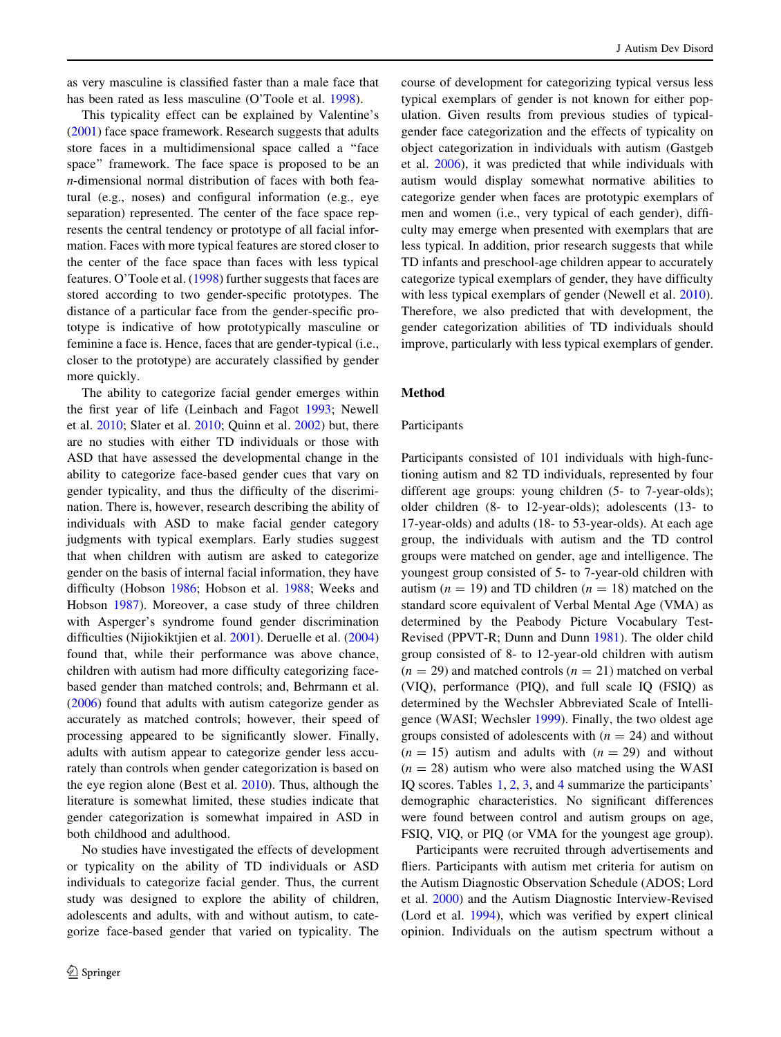as very masculine is classified faster than a male face that has been rated as less masculine (O'Toole et al. 1998).

This typicality effect can be explained by Valentine's (2001) face space framework. Research suggests that adults store faces in a multidimensional space called a "face space" framework. The face space is proposed to be an $n$-dimensional normal distribution of faces with both featural (e.g., noses) and configural information (e.g., eye separation) represented. The center of the face space represents the central tendency or prototype of all facial information. Faces with more typical features are stored closer to the center of the face space than faces with less typical features. O'Toole et al. (1998) further suggests that faces are stored according to two gender-specific prototypes. The distance of a particular face from the gender-specific prototype is indicative of how prototypically masculine or feminine a face is. Hence, faces that are gender-typical (i.e., closer to the prototype) are accurately classified by gender more quickly.

The ability to categorize facial gender emerges within the first year of life (Leinbach and Fagot 1993; Newell et al. 2010; Slater et al. 2010; Quinn et al. 2002) but, there are no studies with either TD individuals or those with ASD that have assessed the developmental change in the ability to categorize face-based gender cues that vary on gender typicality, and thus the difficulty of the discrimination. There is, however, research describing the ability of individuals with ASD to make facial gender category judgments with typical exemplars. Early studies suggest that when children with autism are asked to categorize gender on the basis of internal facial information, they have difficulty (Hobson 1986; Hobson et al. 1988; Weeks and Hobson 1987). Moreover, a case study of three children with Asperger's syndrome found gender discrimination difficulties (Nijiokiktjien et al. 2001). Deruelle et al. (2004) found that, while their performance was above chance, children with autism had more difficulty categorizing face-based gender than matched controls; and, Behrmann et al. (2006) found that adults with autism categorize gender as accurately as matched controls; however, their speed of processing appeared to be significantly slower. Finally, adults with autism appear to categorize gender less accurately than controls when gender categorization is based on the eye region alone (Best et al. 2010). Thus, although the literature is somewhat limited, these studies indicate that gender categorization is somewhat impaired in ASD in both childhood and adulthood.

No studies have investigated the effects of development or typicality on the ability of TD individuals or ASD individuals to categorize facial gender. Thus, the current study was designed to explore the ability of children, adolescents and adults, with and without autism, to categorize face-based gender that varied on typicality. The course of development for categorizing typical versus less typical exemplars of gender is not known for either population. Given results from previous studies of typical-gender face categorization and the effects of typicality on object categorization in individuals with autism (Gastgeb et al. 2006), it was predicted that while individuals with autism would display somewhat normative abilities to categorize gender when faces are prototypic exemplars of men and women (i.e., very typical of each gender), difficulty may emerge when presented with exemplars that are less typical. In addition, prior research suggests that while TD infants and preschool-age children appear to accurately categorize typical exemplars of gender, they have difficulty with less typical exemplars of gender (Newell et al. 2010). Therefore, we also predicted that with development, the gender categorization abilities of TD individuals should improve, particularly with less typical exemplars of gender.

## Method

### Participants

Participants consisted of 101 individuals with high-functioning autism and 82 TD individuals, represented by four different age groups: young children (5- to 7-year-olds); older children (8- to 12-year-olds); adolescents (13- to 17-year-olds) and adults (18- to 53-year-olds). At each age group, the individuals with autism and the TD control groups were matched on gender, age and intelligence. The youngest group consisted of 5- to 7-year-old children with autism ($n = 19$) and TD children ($n = 18$) matched on the standard score equivalent of Verbal Mental Age (VMA) as determined by the Peabody Picture Vocabulary Test-Revised (PPVT-R; Dunn and Dunn 1981). The older child group consisted of 8- to 12-year-old children with autism ($n = 29$) and matched controls ($n = 21$) matched on verbal (VIQ), performance (PIQ), and full scale IQ (FSIQ) as determined by the Wechsler Abbreviated Scale of Intelligence (WASI; Wechsler 1999). Finally, the two oldest age groups consisted of adolescents with ($n = 24$) and without ($n = 15$) autism and adults with ($n = 29$) and without ($n = 28$) autism who were also matched using the WASI IQ scores. Tables 1, 2, 3, and 4 summarize the participants' demographic characteristics. No significant differences were found between control and autism groups on age, FSIQ, VIQ, or PIQ (or VMA for the youngest age group).

Participants were recruited through advertisements and fliers. Participants with autism met criteria for autism on the Autism Diagnostic Observation Schedule (ADOS; Lord et al. 2000) and the Autism Diagnostic Interview-Revised (Lord et al. 1994), which was verified by expert clinical opinion. Individuals on the autism spectrum without a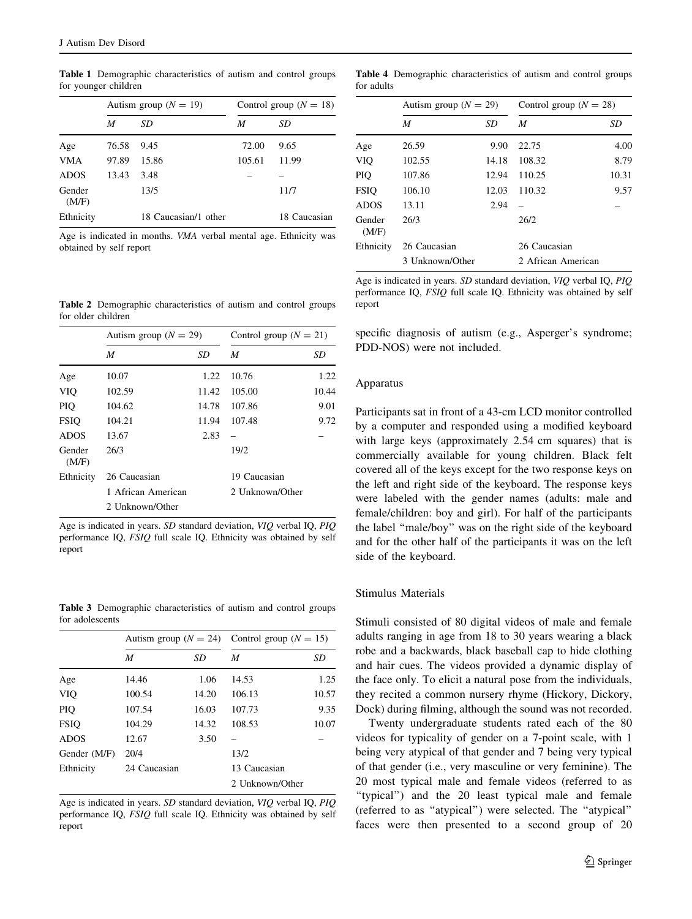**Table 1** Demographic characteristics of autism and control groups for younger children

| | Autism group ($N = 19$) | | Control group ($N = 18$) | |
|---|---|---|---|---|
| | *M* | *SD* | *M* | *SD* |
| Age | 76.58 | 9.45 | 72.00 | 9.65 |
| VMA | 97.89 | 15.86 | 105.61 | 11.99 |
| ADOS | 13.43 | 3.48 | – | – |
| Gender (M/F) | | 13/5 | | 11/7 |
| Ethnicity | | 18 Caucasian/1 other | | 18 Caucasian |

Age is indicated in months. *VMA* verbal mental age. Ethnicity was obtained by self report

**Table 2** Demographic characteristics of autism and control groups for older children

| | Autism group ($N = 29$) | | Control group ($N = 21$) | |
|---|---|---|---|---|
| | *M* | *SD* | *M* | *SD* |
| Age | 10.07 | 1.22 | 10.76 | 1.22 |
| VIQ | 102.59 | 11.42 | 105.00 | 10.44 |
| PIQ | 104.62 | 14.78 | 107.86 | 9.01 |
| FSIQ | 104.21 | 11.94 | 107.48 | 9.72 |
| ADOS | 13.67 | 2.83 | – | – |
| Gender (M/F) | 26/3 | | 19/2 | |
| Ethnicity | 26 Caucasian | | 19 Caucasian | |
| | 1 African American | | 2 Unknown/Other | |
| | 2 Unknown/Other | | | |

Age is indicated in years. *SD* standard deviation, *VIQ* verbal IQ, *PIQ* performance IQ, *FSIQ* full scale IQ. Ethnicity was obtained by self report

**Table 3** Demographic characteristics of autism and control groups for adolescents

| | Autism group ($N = 24$) | | Control group ($N = 15$) | |
|---|---|---|---|---|
| | *M* | *SD* | *M* | *SD* |
| Age | 14.46 | 1.06 | 14.53 | 1.25 |
| VIQ | 100.54 | 14.20 | 106.13 | 10.57 |
| PIQ | 107.54 | 16.03 | 107.73 | 9.35 |
| FSIQ | 104.29 | 14.32 | 108.53 | 10.07 |
| ADOS | 12.67 | 3.50 | – | – |
| Gender (M/F) | 20/4 | | 13/2 | |
| Ethnicity | 24 Caucasian | | 13 Caucasian | |
| | | | 2 Unknown/Other | |

Age is indicated in years. *SD* standard deviation, *VIQ* verbal IQ, *PIQ* performance IQ, *FSIQ* full scale IQ. Ethnicity was obtained by self report

**Table 4** Demographic characteristics of autism and control groups for adults

| | Autism group ($N = 29$) | | Control group ($N = 28$) | |
|---|---|---|---|---|
| | *M* | *SD* | *M* | *SD* |
| Age | 26.59 | 9.90 | 22.75 | 4.00 |
| VIQ | 102.55 | 14.18 | 108.32 | 8.79 |
| PIQ | 107.86 | 12.94 | 110.25 | 10.31 |
| FSIQ | 106.10 | 12.03 | 110.32 | 9.57 |
| ADOS | 13.11 | 2.94 | – | – |
| Gender (M/F) | 26/3 | | 26/2 | |
| Ethnicity | 26 Caucasian | | 26 Caucasian | |
| | 3 Unknown/Other | | 2 African American | |

Age is indicated in years. *SD* standard deviation, *VIQ* verbal IQ, *PIQ* performance IQ, *FSIQ* full scale IQ. Ethnicity was obtained by self report

specific diagnosis of autism (e.g., Asperger's syndrome; PDD-NOS) were not included.

### Apparatus

Participants sat in front of a 43-cm LCD monitor controlled by a computer and responded using a modified keyboard with large keys (approximately 2.54 cm squares) that is commercially available for young children. Black felt covered all of the keys except for the two response keys on the left and right side of the keyboard. The response keys were labeled with the gender names (adults: male and female/children: boy and girl). For half of the participants the label "male/boy" was on the right side of the keyboard and for the other half of the participants it was on the left side of the keyboard.

### Stimulus Materials

Stimuli consisted of 80 digital videos of male and female adults ranging in age from 18 to 30 years wearing a black robe and a backwards, black baseball cap to hide clothing and hair cues. The videos provided a dynamic display of the face only. To elicit a natural pose from the individuals, they recited a common nursery rhyme (Hickory, Dickory, Dock) during filming, although the sound was not recorded.

Twenty undergraduate students rated each of the 80 videos for typicality of gender on a 7-point scale, with 1 being very atypical of that gender and 7 being very typical of that gender (i.e., very masculine or very feminine). The 20 most typical male and female videos (referred to as "typical") and the 20 least typical male and female (referred to as "atypical") were selected. The "atypical" faces were then presented to a second group of 20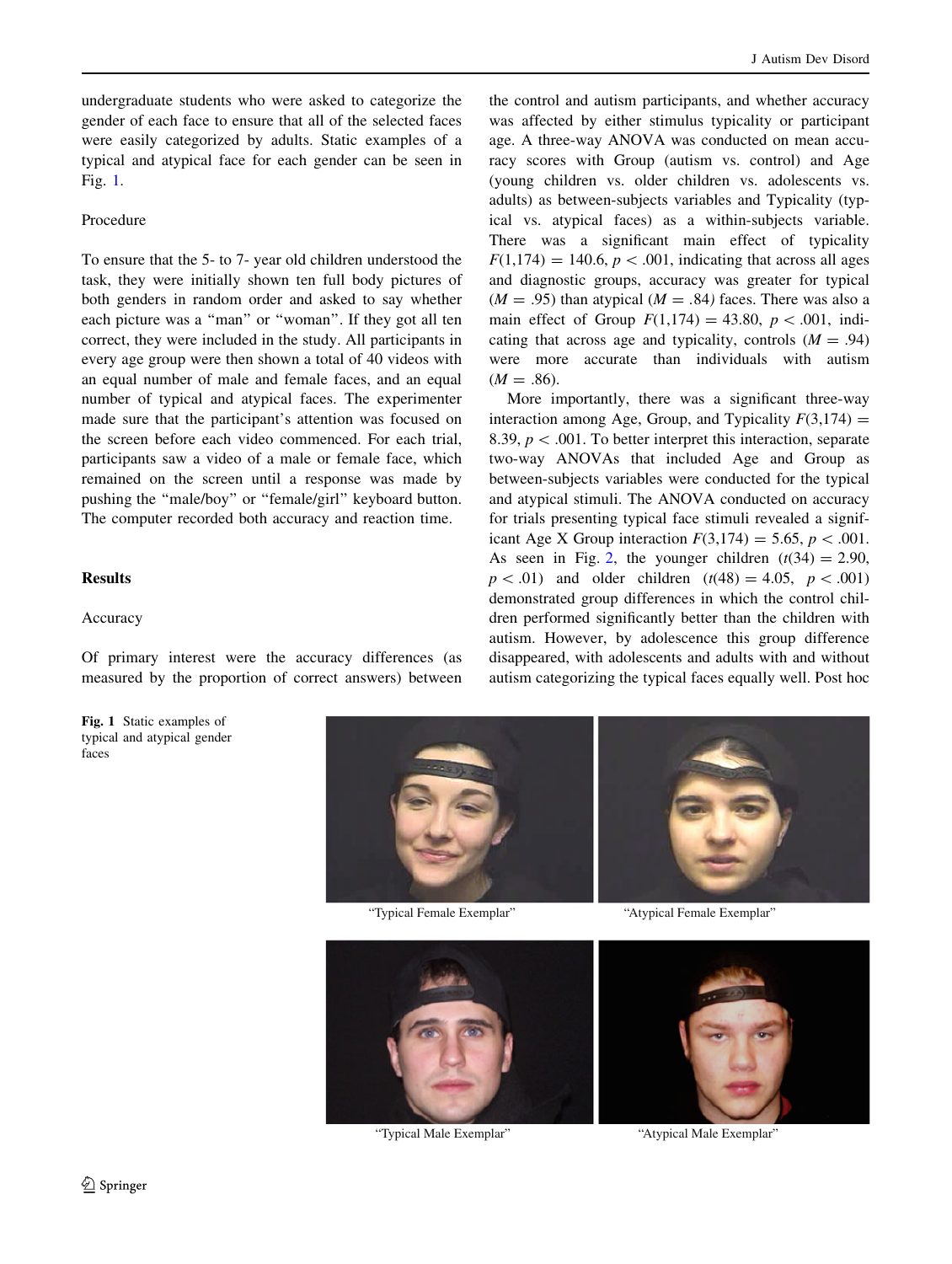undergraduate students who were asked to categorize the gender of each face to ensure that all of the selected faces were easily categorized by adults. Static examples of a typical and atypical face for each gender can be seen in Fig. 1.

### Procedure

To ensure that the 5- to 7- year old children understood the task, they were initially shown ten full body pictures of both genders in random order and asked to say whether each picture was a "man" or "woman". If they got all ten correct, they were included in the study. All participants in every age group were then shown a total of 40 videos with an equal number of male and female faces, and an equal number of typical and atypical faces. The experimenter made sure that the participant's attention was focused on the screen before each video commenced. For each trial, participants saw a video of a male or female face, which remained on the screen until a response was made by pushing the "male/boy" or "female/girl" keyboard button. The computer recorded both accuracy and reaction time.

## Results

### Accuracy

Of primary interest were the accuracy differences (as measured by the proportion of correct answers) between the control and autism participants, and whether accuracy was affected by either stimulus typicality or participant age. A three-way ANOVA was conducted on mean accuracy scores with Group (autism vs. control) and Age (young children vs. older children vs. adolescents vs. adults) as between-subjects variables and Typicality (typical vs. atypical faces) as a within-subjects variable. There was a significant main effect of typicality $F(1,174) = 140.6$, $p < .001$, indicating that across all ages and diagnostic groups, accuracy was greater for typical ($M = .95$) than atypical ($M = .84$) faces. There was also a main effect of Group $F(1,174) = 43.80$, $p < .001$, indicating that across age and typicality, controls ($M = .94$) were more accurate than individuals with autism ($M = .86$).

More importantly, there was a significant three-way interaction among Age, Group, and Typicality $F(3,174) = 8.39$, $p < .001$. To better interpret this interaction, separate two-way ANOVAs that included Age and Group as between-subjects variables were conducted for the typical and atypical stimuli. The ANOVA conducted on accuracy for trials presenting typical face stimuli revealed a significant Age X Group interaction $F(3,174) = 5.65$, $p < .001$. As seen in Fig. 2, the younger children ($t(34) = 2.90$, $p < .01$) and older children ($t(48) = 4.05$, $p < .001$) demonstrated group differences in which the control children performed significantly better than the children with autism. However, by adolescence this group difference disappeared, with adolescents and adults with and without autism categorizing the typical faces equally well. Post hoc

**Fig. 1** Static examples of typical and atypical gender faces

"Typical Female Exemplar" "Atypical Female Exemplar"

"Typical Male Exemplar" "Atypical Male Exemplar"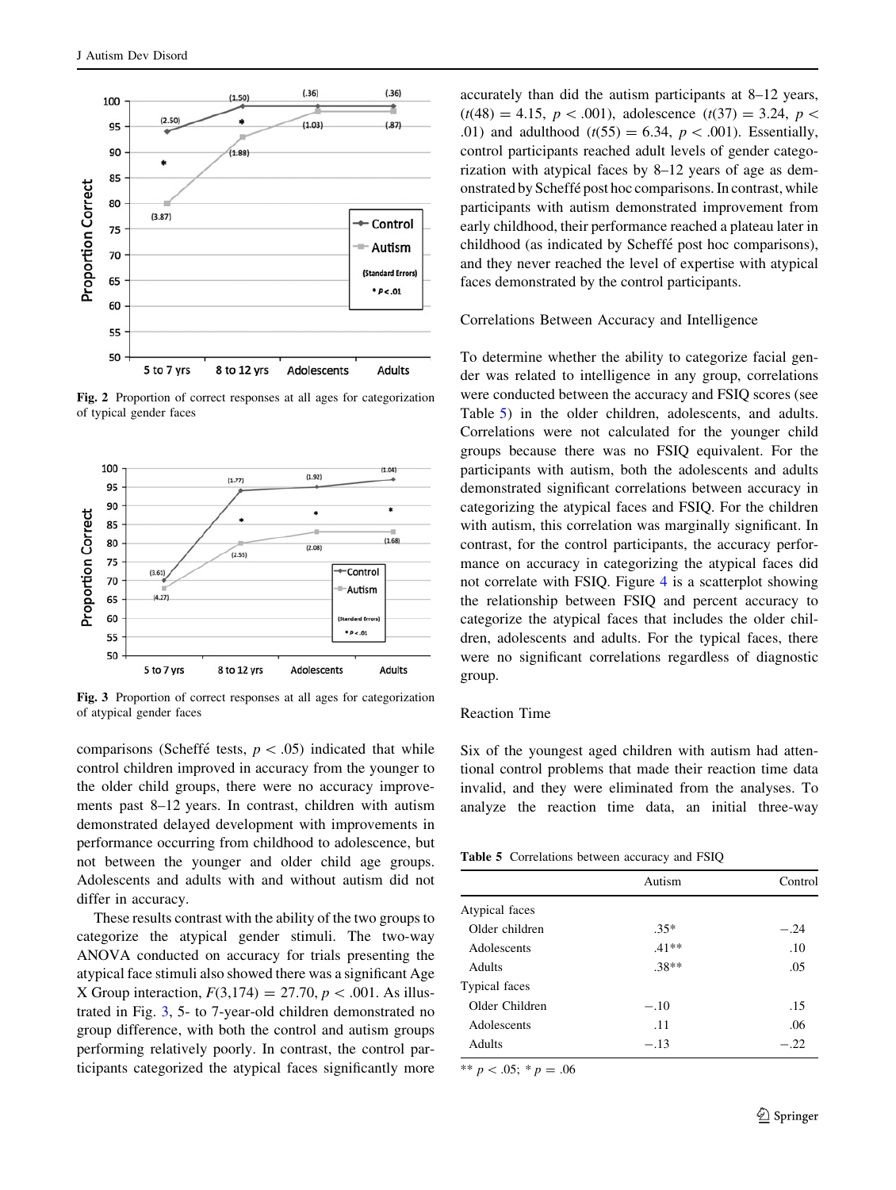Fig. 2 Proportion of correct responses at all ages for categorization of typical gender faces

Fig. 3 Proportion of correct responses at all ages for categorization of atypical gender faces

comparisons (Scheffé tests, $p < .05$) indicated that while control children improved in accuracy from the younger to the older child groups, there were no accuracy improvements past 8–12 years. In contrast, children with autism demonstrated delayed development with improvements in performance occurring from childhood to adolescence, but not between the younger and older child age groups. Adolescents and adults with and without autism did not differ in accuracy.

These results contrast with the ability of the two groups to categorize the atypical gender stimuli. The two-way ANOVA conducted on accuracy for trials presenting the atypical face stimuli also showed there was a significant Age X Group interaction, $F(3,174) = 27.70$, $p < .001$. As illustrated in Fig. 3, 5- to 7-year-old children demonstrated no group difference, with both the control and autism groups performing relatively poorly. In contrast, the control participants categorized the atypical faces significantly more accurately than did the autism participants at 8–12 years, ($t(48) = 4.15$, $p < .001$), adolescence ($t(37) = 3.24$, $p < .01$) and adulthood ($t(55) = 6.34$, $p < .001$). Essentially, control participants reached adult levels of gender categorization with atypical faces by 8–12 years of age as demonstrated by Scheffé post hoc comparisons. In contrast, while participants with autism demonstrated improvement from early childhood, their performance reached a plateau later in childhood (as indicated by Scheffé post hoc comparisons), and they never reached the level of expertise with atypical faces demonstrated by the control participants.

### Correlations Between Accuracy and Intelligence

To determine whether the ability to categorize facial gender was related to intelligence in any group, correlations were conducted between the accuracy and FSIQ scores (see Table 5) in the older children, adolescents, and adults. Correlations were not calculated for the younger child groups because there was no FSIQ equivalent. For the participants with autism, both the adolescents and adults demonstrated significant correlations between accuracy in categorizing the atypical faces and FSIQ. For the children with autism, this correlation was marginally significant. In contrast, for the control participants, the accuracy performance on accuracy in categorizing the atypical faces did not correlate with FSIQ. Figure 4 is a scatterplot showing the relationship between FSIQ and percent accuracy to categorize the atypical faces that includes the older children, adolescents and adults. For the typical faces, there were no significant correlations regardless of diagnostic group.

### Reaction Time

Six of the youngest aged children with autism had attentional control problems that made their reaction time data invalid, and they were eliminated from the analyses. To analyze the reaction time data, an initial three-way

Table 5 Correlations between accuracy and FSIQ

| | Autism | Control |
|---|---|---|
| Atypical faces | | |
| Older children | .35* | −.24 |
| Adolescents | .41** | .10 |
| Adults | .38** | .05 |
| Typical faces | | |
| Older Children | −.10 | .15 |
| Adolescents | .11 | .06 |
| Adults | −.13 | −.22 |

** $p < .05$; * $p = .06$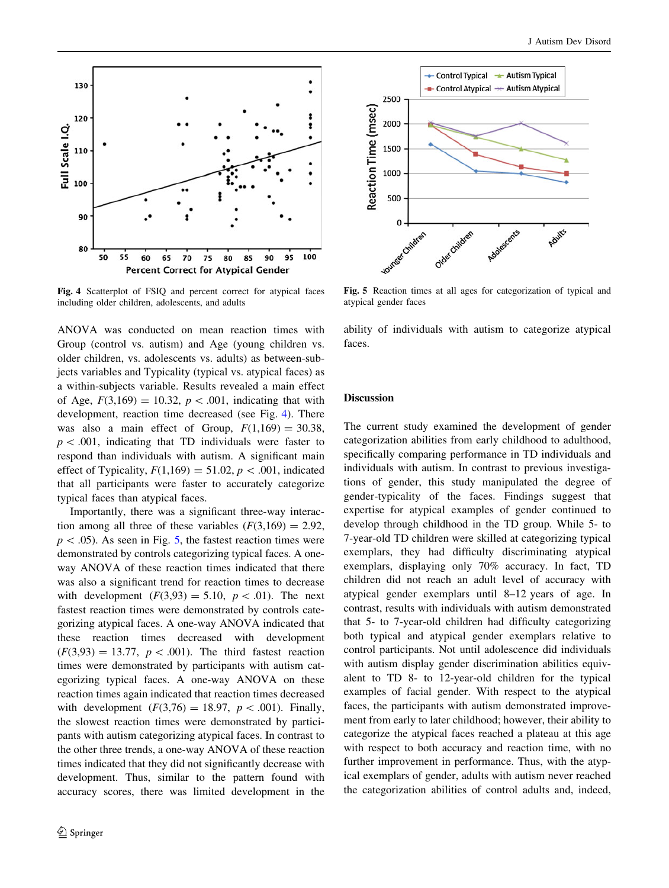Fig. 4 Scatterplot of FSIQ and percent correct for atypical faces including older children, adolescents, and adults

Fig. 5 Reaction times at all ages for categorization of typical and atypical gender faces

ANOVA was conducted on mean reaction times with Group (control vs. autism) and Age (young children vs. older children, vs. adolescents vs. adults) as between-subjects variables and Typicality (typical vs. atypical faces) as a within-subjects variable. Results revealed a main effect of Age, $F(3,169) = 10.32$, $p < .001$, indicating that with development, reaction time decreased (see Fig. 4). There was also a main effect of Group, $F(1,169) = 30.38$, $p < .001$, indicating that TD individuals were faster to respond than individuals with autism. A significant main effect of Typicality, $F(1,169) = 51.02$, $p < .001$, indicated that all participants were faster to accurately categorize typical faces than atypical faces.

Importantly, there was a significant three-way interaction among all three of these variables ($F(3,169) = 2.92$, $p < .05$). As seen in Fig. 5, the fastest reaction times were demonstrated by controls categorizing typical faces. A one-way ANOVA of these reaction times indicated that there was also a significant trend for reaction times to decrease with development ($F(3,93) = 5.10$, $p < .01$). The next fastest reaction times were demonstrated by controls categorizing atypical faces. A one-way ANOVA indicated that these reaction times decreased with development ($F(3,93) = 13.77$, $p < .001$). The third fastest reaction times were demonstrated by participants with autism categorizing typical faces. A one-way ANOVA on these reaction times again indicated that reaction times decreased with development ($F(3,76) = 18.97$, $p < .001$). Finally, the slowest reaction times were demonstrated by participants with autism categorizing atypical faces. In contrast to the other three trends, a one-way ANOVA of these reaction times indicated that they did not significantly decrease with development. Thus, similar to the pattern found with accuracy scores, there was limited development in the ability of individuals with autism to categorize atypical faces.

## Discussion

The current study examined the development of gender categorization abilities from early childhood to adulthood, specifically comparing performance in TD individuals and individuals with autism. In contrast to previous investigations of gender, this study manipulated the degree of gender-typicality of the faces. Findings suggest that expertise for atypical examples of gender continued to develop through childhood in the TD group. While 5- to 7-year-old TD children were skilled at categorizing typical exemplars, they had difficulty discriminating atypical exemplars, displaying only 70% accuracy. In fact, TD children did not reach an adult level of accuracy with atypical gender exemplars until 8–12 years of age. In contrast, results with individuals with autism demonstrated that 5- to 7-year-old children had difficulty categorizing both typical and atypical gender exemplars relative to control participants. Not until adolescence did individuals with autism display gender discrimination abilities equivalent to TD 8- to 12-year-old children for the typical examples of facial gender. With respect to the atypical faces, the participants with autism demonstrated improvement from early to later childhood; however, their ability to categorize the atypical faces reached a plateau at this age with respect to both accuracy and reaction time, with no further improvement in performance. Thus, with the atypical exemplars of gender, adults with autism never reached the categorization abilities of control adults and, indeed,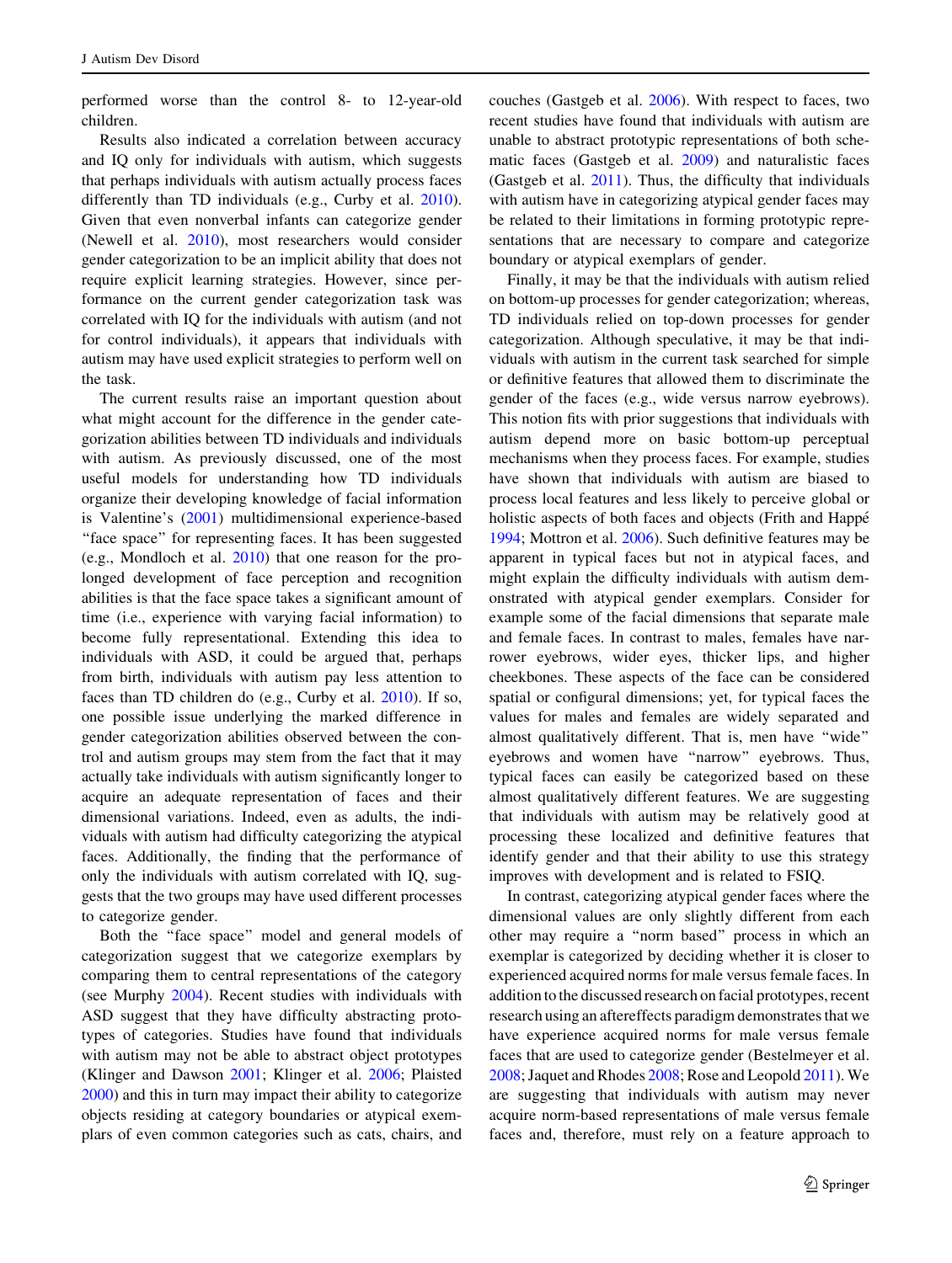performed worse than the control 8- to 12-year-old children.

Results also indicated a correlation between accuracy and IQ only for individuals with autism, which suggests that perhaps individuals with autism actually process faces differently than TD individuals (e.g., Curby et al. 2010). Given that even nonverbal infants can categorize gender (Newell et al. 2010), most researchers would consider gender categorization to be an implicit ability that does not require explicit learning strategies. However, since performance on the current gender categorization task was correlated with IQ for the individuals with autism (and not for control individuals), it appears that individuals with autism may have used explicit strategies to perform well on the task.

The current results raise an important question about what might account for the difference in the gender categorization abilities between TD individuals and individuals with autism. As previously discussed, one of the most useful models for understanding how TD individuals organize their developing knowledge of facial information is Valentine's (2001) multidimensional experience-based "face space" for representing faces. It has been suggested (e.g., Mondloch et al. 2010) that one reason for the prolonged development of face perception and recognition abilities is that the face space takes a significant amount of time (i.e., experience with varying facial information) to become fully representational. Extending this idea to individuals with ASD, it could be argued that, perhaps from birth, individuals with autism pay less attention to faces than TD children do (e.g., Curby et al. 2010). If so, one possible issue underlying the marked difference in gender categorization abilities observed between the control and autism groups may stem from the fact that it may actually take individuals with autism significantly longer to acquire an adequate representation of faces and their dimensional variations. Indeed, even as adults, the individuals with autism had difficulty categorizing the atypical faces. Additionally, the finding that the performance of only the individuals with autism correlated with IQ, suggests that the two groups may have used different processes to categorize gender.

Both the "face space" model and general models of categorization suggest that we categorize exemplars by comparing them to central representations of the category (see Murphy 2004). Recent studies with individuals with ASD suggest that they have difficulty abstracting prototypes of categories. Studies have found that individuals with autism may not be able to abstract object prototypes (Klinger and Dawson 2001; Klinger et al. 2006; Plaisted 2000) and this in turn may impact their ability to categorize objects residing at category boundaries or atypical exemplars of even common categories such as cats, chairs, and couches (Gastgeb et al. 2006). With respect to faces, two recent studies have found that individuals with autism are unable to abstract prototypic representations of both schematic faces (Gastgeb et al. 2009) and naturalistic faces (Gastgeb et al. 2011). Thus, the difficulty that individuals with autism have in categorizing atypical gender faces may be related to their limitations in forming prototypic representations that are necessary to compare and categorize boundary or atypical exemplars of gender.

Finally, it may be that the individuals with autism relied on bottom-up processes for gender categorization; whereas, TD individuals relied on top-down processes for gender categorization. Although speculative, it may be that individuals with autism in the current task searched for simple or definitive features that allowed them to discriminate the gender of the faces (e.g., wide versus narrow eyebrows). This notion fits with prior suggestions that individuals with autism depend more on basic bottom-up perceptual mechanisms when they process faces. For example, studies have shown that individuals with autism are biased to process local features and less likely to perceive global or holistic aspects of both faces and objects (Frith and Happé 1994; Mottron et al. 2006). Such definitive features may be apparent in typical faces but not in atypical faces, and might explain the difficulty individuals with autism demonstrated with atypical gender exemplars. Consider for example some of the facial dimensions that separate male and female faces. In contrast to males, females have narrower eyebrows, wider eyes, thicker lips, and higher cheekbones. These aspects of the face can be considered spatial or configural dimensions; yet, for typical faces the values for males and females are widely separated and almost qualitatively different. That is, men have "wide" eyebrows and women have "narrow" eyebrows. Thus, typical faces can easily be categorized based on these almost qualitatively different features. We are suggesting that individuals with autism may be relatively good at processing these localized and definitive features that identify gender and that their ability to use this strategy improves with development and is related to FSIQ.

In contrast, categorizing atypical gender faces where the dimensional values are only slightly different from each other may require a "norm based" process in which an exemplar is categorized by deciding whether it is closer to experienced acquired norms for male versus female faces. In addition to the discussed research on facial prototypes, recent research using an aftereffects paradigm demonstrates that we have experience acquired norms for male versus female faces that are used to categorize gender (Bestelmeyer et al. 2008; Jaquet and Rhodes 2008; Rose and Leopold 2011). We are suggesting that individuals with autism may never acquire norm-based representations of male versus female faces and, therefore, must rely on a feature approach to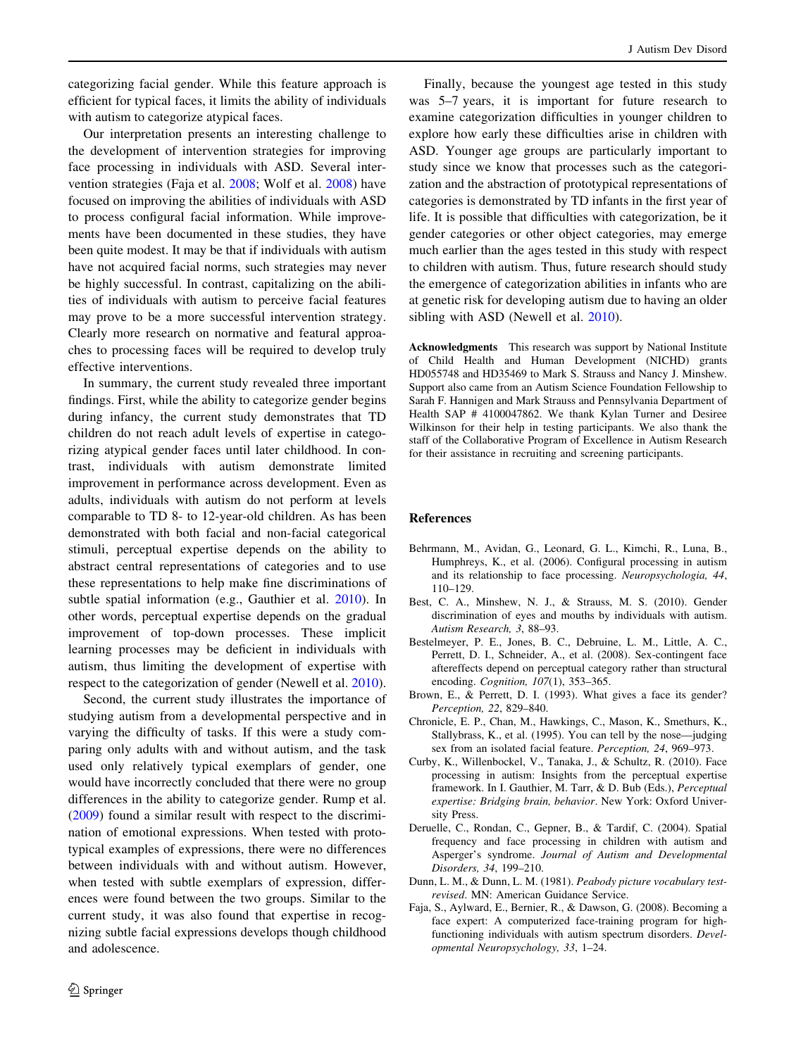categorizing facial gender. While this feature approach is efficient for typical faces, it limits the ability of individuals with autism to categorize atypical faces.

Our interpretation presents an interesting challenge to the development of intervention strategies for improving face processing in individuals with ASD. Several intervention strategies (Faja et al. 2008; Wolf et al. 2008) have focused on improving the abilities of individuals with ASD to process configural facial information. While improvements have been documented in these studies, they have been quite modest. It may be that if individuals with autism have not acquired facial norms, such strategies may never be highly successful. In contrast, capitalizing on the abilities of individuals with autism to perceive facial features may prove to be a more successful intervention strategy. Clearly more research on normative and featural approaches to processing faces will be required to develop truly effective interventions.

In summary, the current study revealed three important findings. First, while the ability to categorize gender begins during infancy, the current study demonstrates that TD children do not reach adult levels of expertise in categorizing atypical gender faces until later childhood. In contrast, individuals with autism demonstrate limited improvement in performance across development. Even as adults, individuals with autism do not perform at levels comparable to TD 8- to 12-year-old children. As has been demonstrated with both facial and non-facial categorical stimuli, perceptual expertise depends on the ability to abstract central representations of categories and to use these representations to help make fine discriminations of subtle spatial information (e.g., Gauthier et al. 2010). In other words, perceptual expertise depends on the gradual improvement of top-down processes. These implicit learning processes may be deficient in individuals with autism, thus limiting the development of expertise with respect to the categorization of gender (Newell et al. 2010).

Second, the current study illustrates the importance of studying autism from a developmental perspective and in varying the difficulty of tasks. If this were a study comparing only adults with and without autism, and the task used only relatively typical exemplars of gender, one would have incorrectly concluded that there were no group differences in the ability to categorize gender. Rump et al. (2009) found a similar result with respect to the discrimination of emotional expressions. When tested with prototypical examples of expressions, there were no differences between individuals with and without autism. However, when tested with subtle exemplars of expression, differences were found between the two groups. Similar to the current study, it was also found that expertise in recognizing subtle facial expressions develops though childhood and adolescence.

Finally, because the youngest age tested in this study was 5–7 years, it is important for future research to examine categorization difficulties in younger children to explore how early these difficulties arise in children with ASD. Younger age groups are particularly important to study since we know that processes such as the categorization and the abstraction of prototypical representations of categories is demonstrated by TD infants in the first year of life. It is possible that difficulties with categorization, be it gender categories or other object categories, may emerge much earlier than the ages tested in this study with respect to children with autism. Thus, future research should study the emergence of categorization abilities in infants who are at genetic risk for developing autism due to having an older sibling with ASD (Newell et al. 2010).

**Acknowledgments** This research was support by National Institute of Child Health and Human Development (NICHD) grants HD055748 and HD35469 to Mark S. Strauss and Nancy J. Minshew. Support also came from an Autism Science Foundation Fellowship to Sarah F. Hannigen and Mark Strauss and Pennsylvania Department of Health SAP # 4100047862. We thank Kylan Turner and Desiree Wilkinson for their help in testing participants. We also thank the staff of the Collaborative Program of Excellence in Autism Research for their assistance in recruiting and screening participants.

## References

Behrmann, M., Avidan, G., Leonard, G. L., Kimchi, R., Luna, B., Humphreys, K., et al. (2006). Configural processing in autism and its relationship to face processing. *Neuropsychologia, 44*, 110–129.

Best, C. A., Minshew, N. J., & Strauss, M. S. (2010). Gender discrimination of eyes and mouths by individuals with autism. *Autism Research, 3*, 88–93.

Bestelmeyer, P. E., Jones, B. C., Debruine, L. M., Little, A. C., Perrett, D. I., Schneider, A., et al. (2008). Sex-contingent face aftereffects depend on perceptual category rather than structural encoding. *Cognition, 107*(1), 353–365.

Brown, E., & Perrett, D. I. (1993). What gives a face its gender? *Perception, 22*, 829–840.

Chronicle, E. P., Chan, M., Hawkings, C., Mason, K., Smethurs, K., Stallybrass, K., et al. (1995). You can tell by the nose—judging sex from an isolated facial feature. *Perception, 24*, 969–973.

Curby, K., Willenbockel, V., Tanaka, J., & Schultz, R. (2010). Face processing in autism: Insights from the perceptual expertise framework. In I. Gauthier, M. Tarr, & D. Bub (Eds.), *Perceptual expertise: Bridging brain, behavior*. New York: Oxford University Press.

Deruelle, C., Rondan, C., Gepner, B., & Tardif, C. (2004). Spatial frequency and face processing in children with autism and Asperger's syndrome. *Journal of Autism and Developmental Disorders, 34*, 199–210.

Dunn, L. M., & Dunn, L. M. (1981). *Peabody picture vocabulary test-revised*. MN: American Guidance Service.

Faja, S., Aylward, E., Bernier, R., & Dawson, G. (2008). Becoming a face expert: A computerized face-training program for high-functioning individuals with autism spectrum disorders. *Developmental Neuropsychology, 33*, 1–24.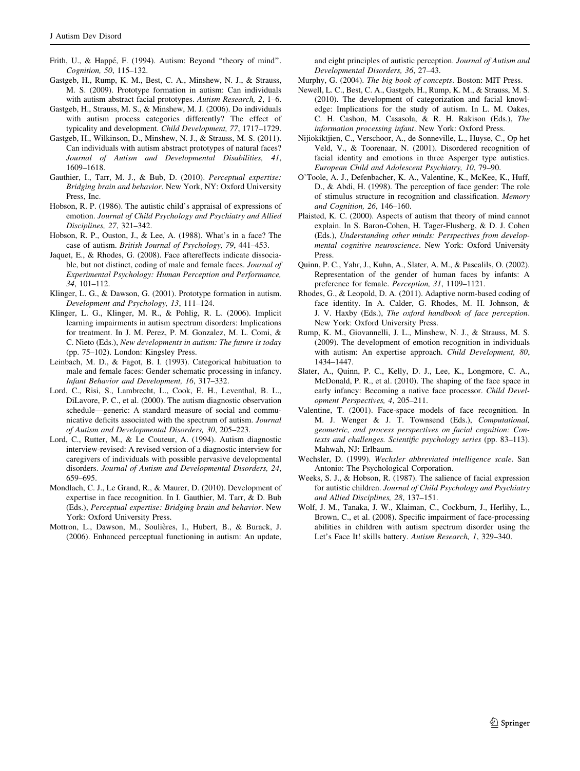Frith, U., & Happé, F. (1994). Autism: Beyond "theory of mind". *Cognition, 50*, 115–132.

Gastgeb, H., Rump, K. M., Best, C. A., Minshew, N. J., & Strauss, M. S. (2009). Prototype formation in autism: Can individuals with autism abstract facial prototypes. *Autism Research, 2*, 1–6.

Gastgeb, H., Strauss, M. S., & Minshew, M. J. (2006). Do individuals with autism process categories differently? The effect of typicality and development. *Child Development, 77*, 1717–1729.

Gastgeb, H., Wilkinson, D., Minshew, N. J., & Strauss, M. S. (2011). Can individuals with autism abstract prototypes of natural faces? *Journal of Autism and Developmental Disabilities, 41*, 1609–1618.

Gauthier, I., Tarr, M. J., & Bub, D. (2010). *Perceptual expertise: Bridging brain and behavior*. New York, NY: Oxford University Press, Inc.

Hobson, R. P. (1986). The autistic child's appraisal of expressions of emotion. *Journal of Child Psychology and Psychiatry and Allied Disciplines, 27*, 321–342.

Hobson, R. P., Ouston, J., & Lee, A. (1988). What's in a face? The case of autism. *British Journal of Psychology, 79*, 441–453.

Jaquet, E., & Rhodes, G. (2008). Face aftereffects indicate dissociable, but not distinct, coding of male and female faces. *Journal of Experimental Psychology: Human Perception and Performance, 34*, 101–112.

Klinger, L. G., & Dawson, G. (2001). Prototype formation in autism. *Development and Psychology, 13*, 111–124.

Klinger, L. G., Klinger, M. R., & Pohlig, R. L. (2006). Implicit learning impairments in autism spectrum disorders: Implications for treatment. In J. M. Perez, P. M. Gonzalez, M. L. Comi, & C. Nieto (Eds.), *New developments in autism: The future is today* (pp. 75–102). London: Kingsley Press.

Leinbach, M. D., & Fagot, B. I. (1993). Categorical habituation to male and female faces: Gender schematic processing in infancy. *Infant Behavior and Development, 16*, 317–332.

Lord, C., Risi, S., Lambrecht, L., Cook, E. H., Leventhal, B. L., DiLavore, P. C., et al. (2000). The autism diagnostic observation schedule—generic: A standard measure of social and communicative deficits associated with the spectrum of autism. *Journal of Autism and Developmental Disorders, 30*, 205–223.

Lord, C., Rutter, M., & Le Couteur, A. (1994). Autism diagnostic interview-revised: A revised version of a diagnostic interview for caregivers of individuals with possible pervasive developmental disorders. *Journal of Autism and Developmental Disorders, 24*, 659–695.

Mondlach, C. J., Le Grand, R., & Maurer, D. (2010). Development of expertise in face recognition. In I. Gauthier, M. Tarr, & D. Bub (Eds.), *Perceptual expertise: Bridging brain and behavior*. New York: Oxford University Press.

Mottron, L., Dawson, M., Soulières, I., Hubert, B., & Burack, J. (2006). Enhanced perceptual functioning in autism: An update, and eight principles of autistic perception. *Journal of Autism and Developmental Disorders, 36*, 27–43.

Murphy, G. (2004). *The big book of concepts*. Boston: MIT Press.

Newell, L. C., Best, C. A., Gastgeb, H., Rump, K. M., & Strauss, M. S. (2010). The development of categorization and facial knowledge: Implications for the study of autism. In L. M. Oakes, C. H. Cashon, M. Casasola, & R. H. Rakison (Eds.), *The information processing infant*. New York: Oxford Press.

Nijiokiktjien, C., Verschoor, A., de Sonneville, L., Huyse, C., Op het Veld, V., & Toorenaar, N. (2001). Disordered recognition of facial identity and emotions in three Asperger type autistics. *European Child and Adolescent Psychiatry, 10*, 79–90.

O'Toole, A. J., Defenbacher, K. A., Valentine, K., McKee, K., Huff, D., & Abdi, H. (1998). The perception of face gender: The role of stimulus structure in recognition and classification. *Memory and Cognition, 26*, 146–160.

Plaisted, K. C. (2000). Aspects of autism that theory of mind cannot explain. In S. Baron-Cohen, H. Tager-Flusberg, & D. J. Cohen (Eds.), *Understanding other minds: Perspectives from developmental cognitive neuroscience*. New York: Oxford University Press.

Quinn, P. C., Yahr, J., Kuhn, A., Slater, A. M., & Pascalils, O. (2002). Representation of the gender of human faces by infants: A preference for female. *Perception, 31*, 1109–1121.

Rhodes, G., & Leopold, D. A. (2011). Adaptive norm-based coding of face identity. In A. Calder, G. Rhodes, M. H. Johnson, & J. V. Haxby (Eds.), *The oxford handbook of face perception*. New York: Oxford University Press.

Rump, K. M., Giovannelli, J. L., Minshew, N. J., & Strauss, M. S. (2009). The development of emotion recognition in individuals with autism: An expertise approach. *Child Development, 80*, 1434–1447.

Slater, A., Quinn, P. C., Kelly, D. J., Lee, K., Longmore, C. A., McDonald, P. R., et al. (2010). The shaping of the face space in early infancy: Becoming a native face processor. *Child Development Perspectives, 4*, 205–211.

Valentine, T. (2001). Face-space models of face recognition. In M. J. Wenger & J. T. Townsend (Eds.), *Computational, geometric, and process perspectives on facial cognition: Contexts and challenges. Scientific psychology series* (pp. 83–113). Mahwah, NJ: Erlbaum.

Wechsler, D. (1999). *Wechsler abbreviated intelligence scale*. San Antonio: The Psychological Corporation.

Weeks, S. J., & Hobson, R. (1987). The salience of facial expression for autistic children. *Journal of Child Psychology and Psychiatry and Allied Disciplines, 28*, 137–151.

Wolf, J. M., Tanaka, J. W., Klaiman, C., Cockburn, J., Herlihy, L., Brown, C., et al. (2008). Specific impairment of face-processing abilities in children with autism spectrum disorder using the Let's Face It! skills battery. *Autism Research, 1*, 329–340.